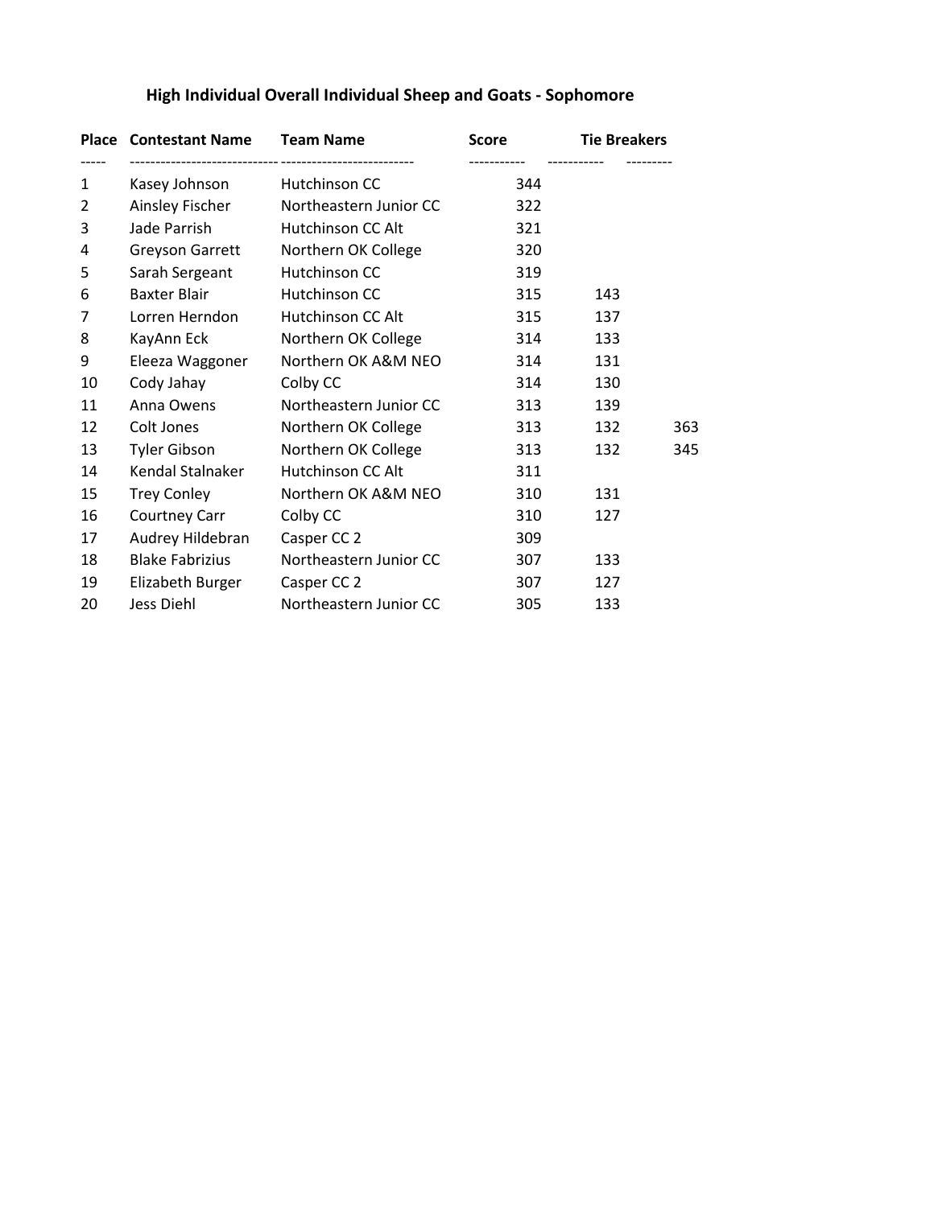# High Individual Overall Individual Sheep and Goats - Sophomore

| Place | Contestant Name | Team Name | Score | Tie Breakers | |
|---|---|---|---|---|---|
| 1 | Kasey Johnson | Hutchinson CC | 344 | | |
| 2 | Ainsley Fischer | Northeastern Junior CC | 322 | | |
| 3 | Jade Parrish | Hutchinson CC Alt | 321 | | |
| 4 | Greyson Garrett | Northern OK College | 320 | | |
| 5 | Sarah Sergeant | Hutchinson CC | 319 | | |
| 6 | Baxter Blair | Hutchinson CC | 315 | 143 | |
| 7 | Lorren Herndon | Hutchinson CC Alt | 315 | 137 | |
| 8 | KayAnn Eck | Northern OK College | 314 | 133 | |
| 9 | Eleeza Waggoner | Northern OK A&M NEO | 314 | 131 | |
| 10 | Cody Jahay | Colby CC | 314 | 130 | |
| 11 | Anna Owens | Northeastern Junior CC | 313 | 139 | |
| 12 | Colt Jones | Northern OK College | 313 | 132 | 363 |
| 13 | Tyler Gibson | Northern OK College | 313 | 132 | 345 |
| 14 | Kendal Stalnaker | Hutchinson CC Alt | 311 | | |
| 15 | Trey Conley | Northern OK A&M NEO | 310 | 131 | |
| 16 | Courtney Carr | Colby CC | 310 | 127 | |
| 17 | Audrey Hildebran | Casper CC 2 | 309 | | |
| 18 | Blake Fabrizius | Northeastern Junior CC | 307 | 133 | |
| 19 | Elizabeth Burger | Casper CC 2 | 307 | 127 | |
| 20 | Jess Diehl | Northeastern Junior CC | 305 | 133 | |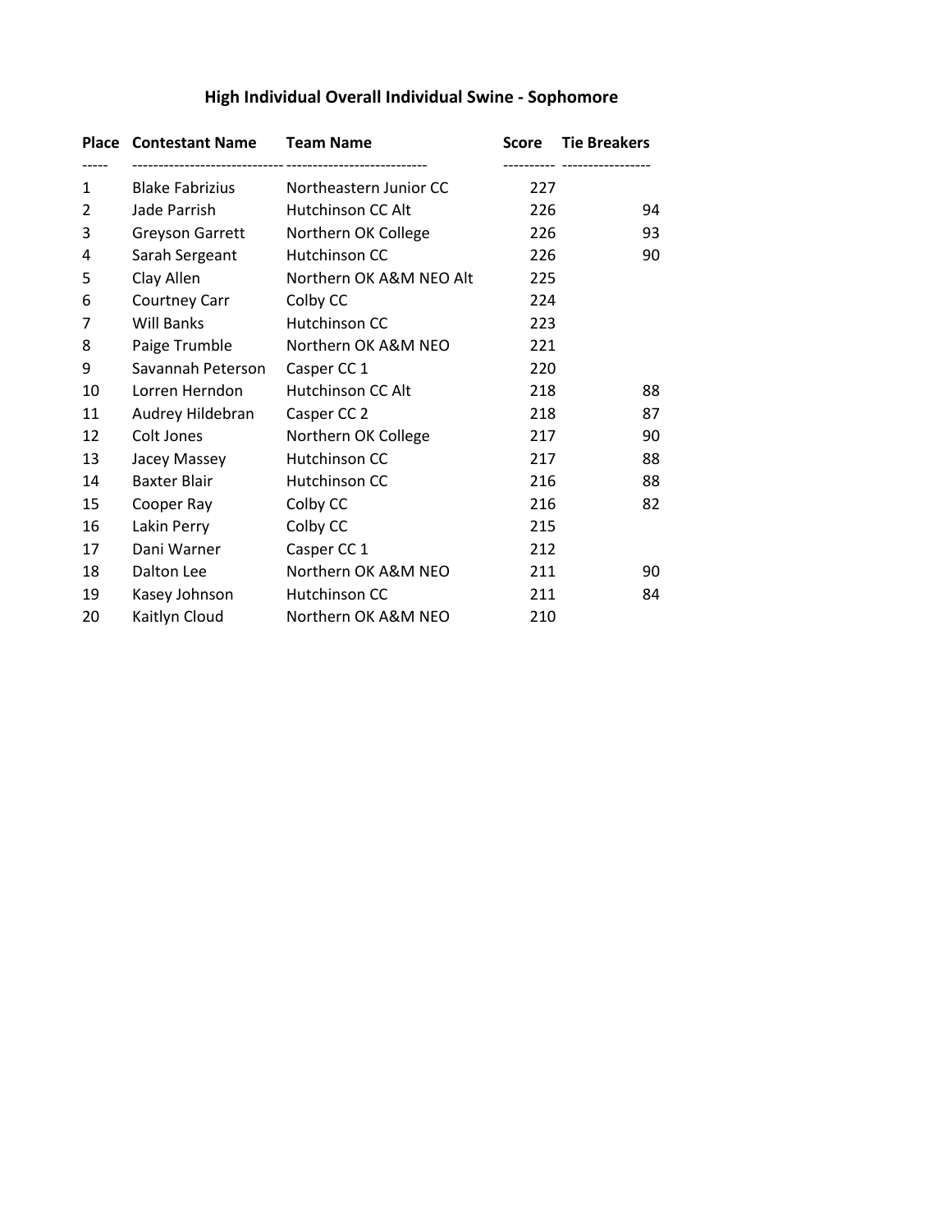## High Individual Overall Individual Swine - Sophomore

| Place | Contestant Name | Team Name | Score | Tie Breakers |
|---|---|---|---|---|
| 1 | Blake Fabrizius | Northeastern Junior CC | 227 | |
| 2 | Jade Parrish | Hutchinson CC Alt | 226 | 94 |
| 3 | Greyson Garrett | Northern OK College | 226 | 93 |
| 4 | Sarah Sergeant | Hutchinson CC | 226 | 90 |
| 5 | Clay Allen | Northern OK A&M NEO Alt | 225 | |
| 6 | Courtney Carr | Colby CC | 224 | |
| 7 | Will Banks | Hutchinson CC | 223 | |
| 8 | Paige Trumble | Northern OK A&M NEO | 221 | |
| 9 | Savannah Peterson | Casper CC 1 | 220 | |
| 10 | Lorren Herndon | Hutchinson CC Alt | 218 | 88 |
| 11 | Audrey Hildebran | Casper CC 2 | 218 | 87 |
| 12 | Colt Jones | Northern OK College | 217 | 90 |
| 13 | Jacey Massey | Hutchinson CC | 217 | 88 |
| 14 | Baxter Blair | Hutchinson CC | 216 | 88 |
| 15 | Cooper Ray | Colby CC | 216 | 82 |
| 16 | Lakin Perry | Colby CC | 215 | |
| 17 | Dani Warner | Casper CC 1 | 212 | |
| 18 | Dalton Lee | Northern OK A&M NEO | 211 | 90 |
| 19 | Kasey Johnson | Hutchinson CC | 211 | 84 |
| 20 | Kaitlyn Cloud | Northern OK A&M NEO | 210 | |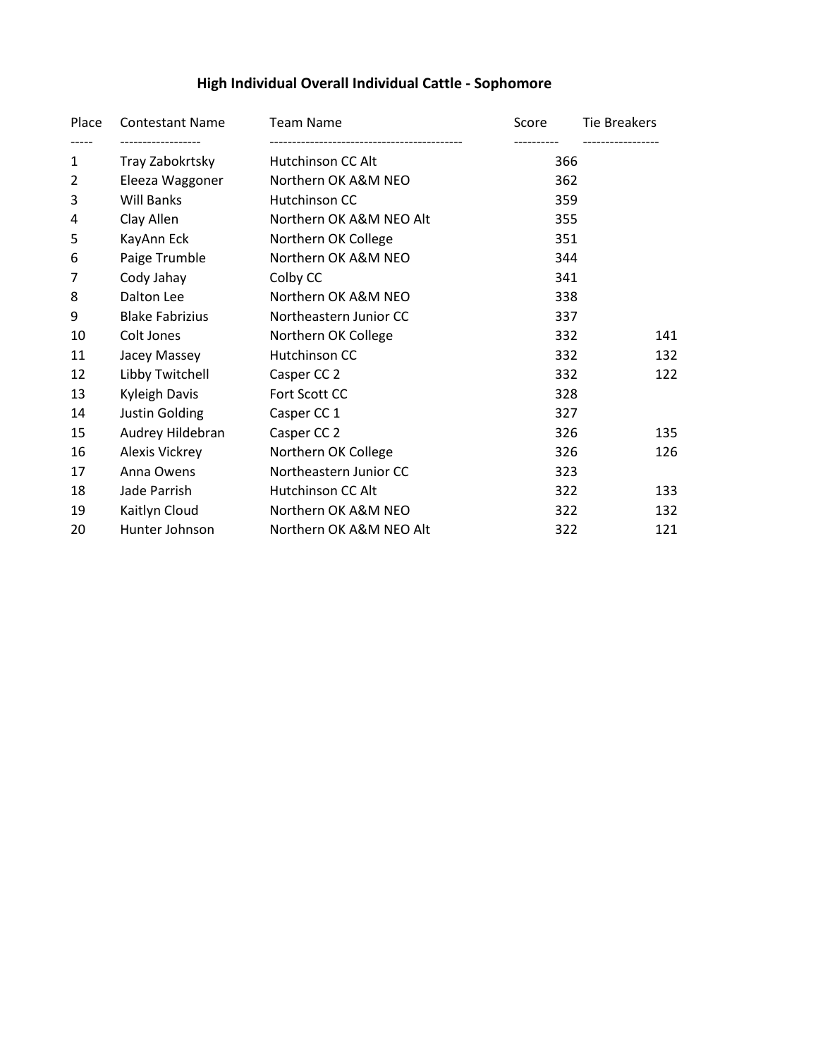# High Individual Overall Individual Cattle - Sophomore

| Place | Contestant Name | Team Name | Score | Tie Breakers |
|---|---|---|---|---|
| 1 | Tray Zabokrtsky | Hutchinson CC Alt | 366 | |
| 2 | Eleeza Waggoner | Northern OK A&M NEO | 362 | |
| 3 | Will Banks | Hutchinson CC | 359 | |
| 4 | Clay Allen | Northern OK A&M NEO Alt | 355 | |
| 5 | KayAnn Eck | Northern OK College | 351 | |
| 6 | Paige Trumble | Northern OK A&M NEO | 344 | |
| 7 | Cody Jahay | Colby CC | 341 | |
| 8 | Dalton Lee | Northern OK A&M NEO | 338 | |
| 9 | Blake Fabrizius | Northeastern Junior CC | 337 | |
| 10 | Colt Jones | Northern OK College | 332 | 141 |
| 11 | Jacey Massey | Hutchinson CC | 332 | 132 |
| 12 | Libby Twitchell | Casper CC 2 | 332 | 122 |
| 13 | Kyleigh Davis | Fort Scott CC | 328 | |
| 14 | Justin Golding | Casper CC 1 | 327 | |
| 15 | Audrey Hildebran | Casper CC 2 | 326 | 135 |
| 16 | Alexis Vickrey | Northern OK College | 326 | 126 |
| 17 | Anna Owens | Northeastern Junior CC | 323 | |
| 18 | Jade Parrish | Hutchinson CC Alt | 322 | 133 |
| 19 | Kaitlyn Cloud | Northern OK A&M NEO | 322 | 132 |
| 20 | Hunter Johnson | Northern OK A&M NEO Alt | 322 | 121 |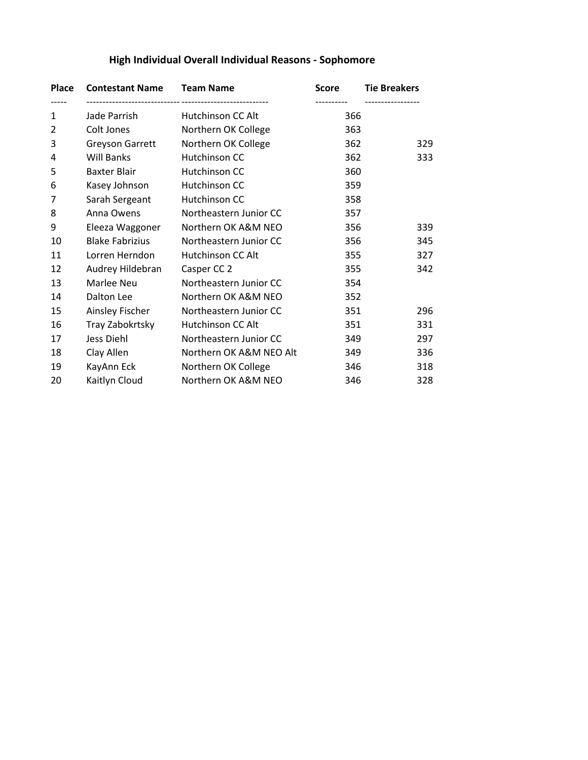# High Individual Overall Individual Reasons - Sophomore

| Place | Contestant Name | Team Name | Score | Tie Breakers |
|---|---|---|---|---|
| 1 | Jade Parrish | Hutchinson CC Alt | 366 | |
| 2 | Colt Jones | Northern OK College | 363 | |
| 3 | Greyson Garrett | Northern OK College | 362 | 329 |
| 4 | Will Banks | Hutchinson CC | 362 | 333 |
| 5 | Baxter Blair | Hutchinson CC | 360 | |
| 6 | Kasey Johnson | Hutchinson CC | 359 | |
| 7 | Sarah Sergeant | Hutchinson CC | 358 | |
| 8 | Anna Owens | Northeastern Junior CC | 357 | |
| 9 | Eleeza Waggoner | Northern OK A&M NEO | 356 | 339 |
| 10 | Blake Fabrizius | Northeastern Junior CC | 356 | 345 |
| 11 | Lorren Herndon | Hutchinson CC Alt | 355 | 327 |
| 12 | Audrey Hildebran | Casper CC 2 | 355 | 342 |
| 13 | Marlee Neu | Northeastern Junior CC | 354 | |
| 14 | Dalton Lee | Northern OK A&M NEO | 352 | |
| 15 | Ainsley Fischer | Northeastern Junior CC | 351 | 296 |
| 16 | Tray Zabokrtsky | Hutchinson CC Alt | 351 | 331 |
| 17 | Jess Diehl | Northeastern Junior CC | 349 | 297 |
| 18 | Clay Allen | Northern OK A&M NEO Alt | 349 | 336 |
| 19 | KayAnn Eck | Northern OK College | 346 | 318 |
| 20 | Kaitlyn Cloud | Northern OK A&M NEO | 346 | 328 |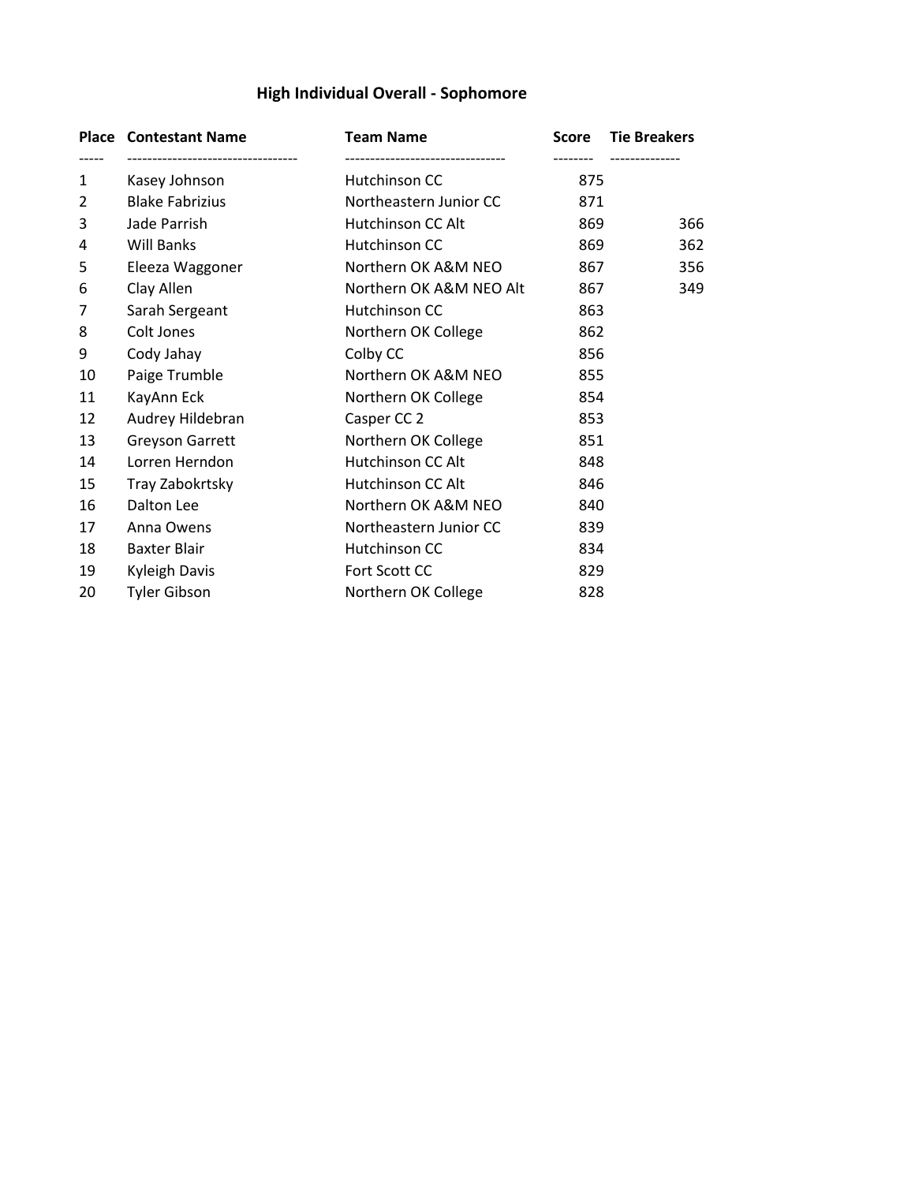## High Individual Overall - Sophomore

| Place | Contestant Name | Team Name | Score | Tie Breakers |
|---|---|---|---|---|
| 1 | Kasey Johnson | Hutchinson CC | 875 | |
| 2 | Blake Fabrizius | Northeastern Junior CC | 871 | |
| 3 | Jade Parrish | Hutchinson CC Alt | 869 | 366 |
| 4 | Will Banks | Hutchinson CC | 869 | 362 |
| 5 | Eleeza Waggoner | Northern OK A&M NEO | 867 | 356 |
| 6 | Clay Allen | Northern OK A&M NEO Alt | 867 | 349 |
| 7 | Sarah Sergeant | Hutchinson CC | 863 | |
| 8 | Colt Jones | Northern OK College | 862 | |
| 9 | Cody Jahay | Colby CC | 856 | |
| 10 | Paige Trumble | Northern OK A&M NEO | 855 | |
| 11 | KayAnn Eck | Northern OK College | 854 | |
| 12 | Audrey Hildebran | Casper CC 2 | 853 | |
| 13 | Greyson Garrett | Northern OK College | 851 | |
| 14 | Lorren Herndon | Hutchinson CC Alt | 848 | |
| 15 | Tray Zabokrtsky | Hutchinson CC Alt | 846 | |
| 16 | Dalton Lee | Northern OK A&M NEO | 840 | |
| 17 | Anna Owens | Northeastern Junior CC | 839 | |
| 18 | Baxter Blair | Hutchinson CC | 834 | |
| 19 | Kyleigh Davis | Fort Scott CC | 829 | |
| 20 | Tyler Gibson | Northern OK College | 828 | |